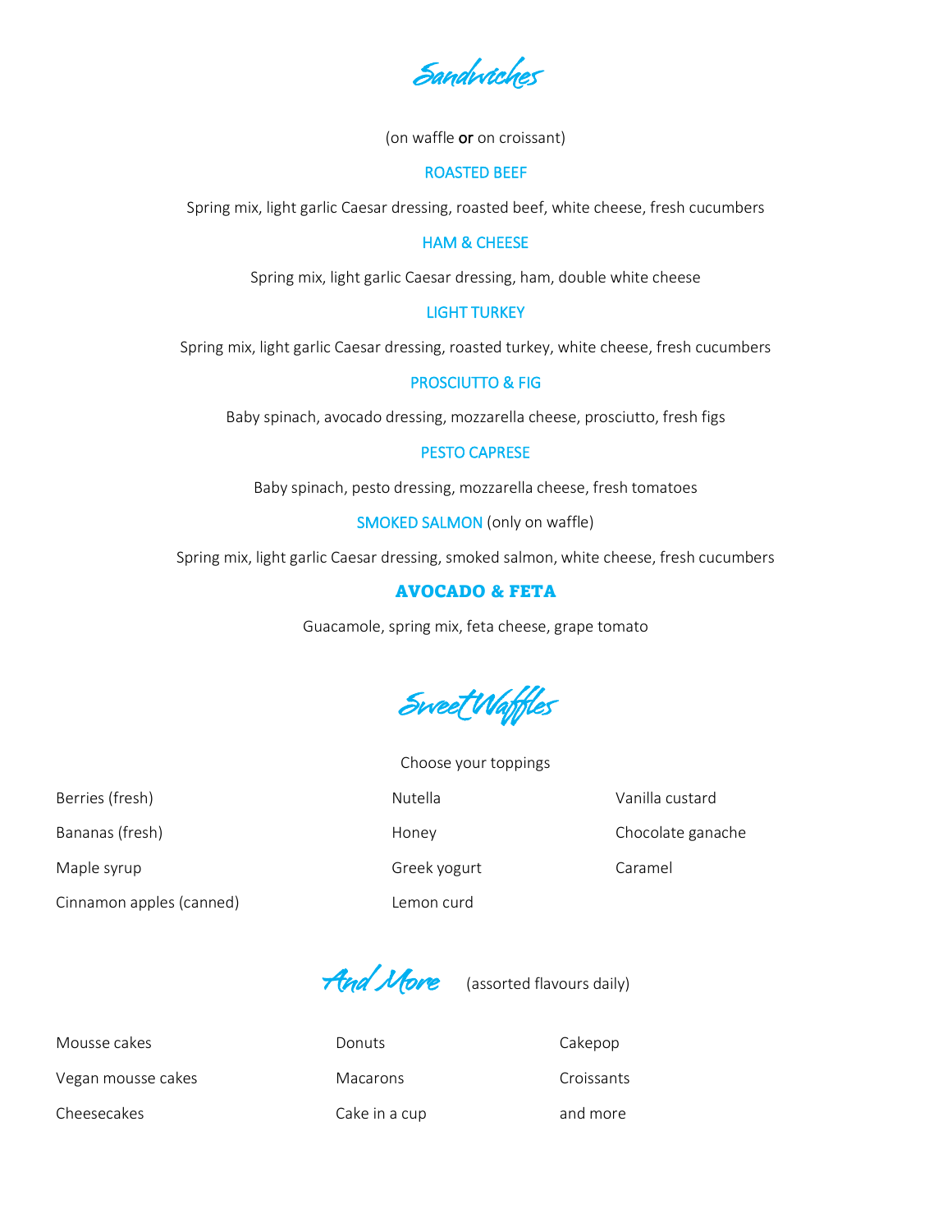# Sandwiches

(on waffle **or** on croissant)

### ROASTED BEEF

Spring mix, light garlic Caesar dressing, roasted beef, white cheese, fresh cucumbers

### HAM & CHEESE

Spring mix, light garlic Caesar dressing, ham, double white cheese

### LIGHT TURKEY

Spring mix, light garlic Caesar dressing, roasted turkey, white cheese, fresh cucumbers

### PROSCIUTTO & FIG

Baby spinach, avocado dressing, mozzarella cheese, prosciutto, fresh figs

### PESTO CAPRESE

Baby spinach, pesto dressing, mozzarella cheese, fresh tomatoes

### SMOKED SALMON (only on waffle)

Spring mix, light garlic Caesar dressing, smoked salmon, white cheese, fresh cucumbers

### AVOCADO & FETA

Guacamole, spring mix, feta cheese, grape tomato

# Sweet Waffles

Choose your toppings

- Berries (fresh)
- Bananas (fresh)
- Maple syrup
- Cinnamon apples (canned)
- Nutella
- Honey
- Greek yogurt
- Lemon curd
- Vanilla custard
- Chocolate ganache
- Caramel

# And More

(assorted flavours daily)

- Mousse cakes
- Vegan mousse cakes
- Cheesecakes
- Donuts
- Macarons
- Cake in a cup
- Cakepop
- Croissants
- and more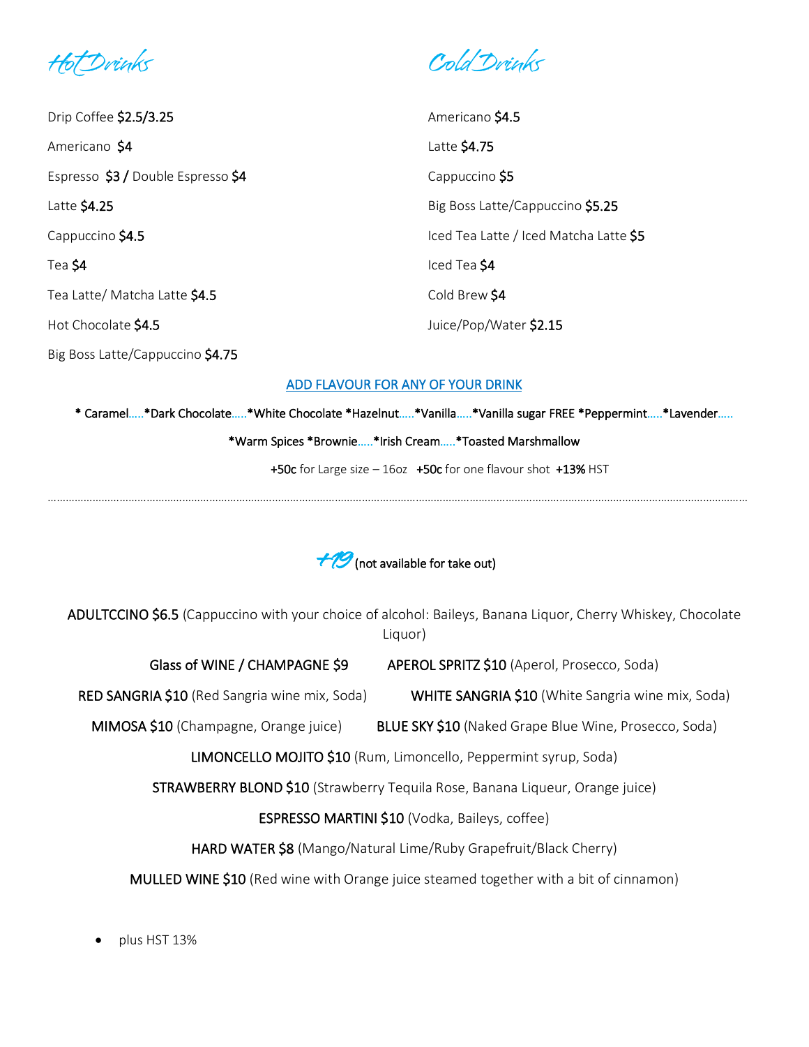## Hot Drinks

Drip Coffee **$2.5/3.25**

Americano **$4**

Espresso **$3** / Double Espresso **$4**

Latte **$4.25**

Cappuccino **$4.5**

Tea **$4**

Tea Latte/ Matcha Latte **$4.5**

Hot Chocolate **$4.5**

Big Boss Latte/Cappuccino **$4.75**

## Cold Drinks

Americano **$4.5**

Latte **$4.75**

Cappuccino **$5**

Big Boss Latte/Cappuccino **$5.25**

Iced Tea Latte / Iced Matcha Latte **$5**

Iced Tea **$4**

Cold Brew **$4**

Juice/Pop/Water **$2.15**

ADD FLAVOUR FOR ANY OF YOUR DRINK

* Caramel.....*Dark Chocolate.....*White Chocolate *Hazelnut.....*Vanilla.....*Vanilla sugar FREE *Peppermint.....*Lavender.....

*Warm Spices *Brownie.....*Irish Cream.....*Toasted Marshmallow

**+50c** for Large size – 16oz **+50c** for one flavour shot **+13%** HST

---

## +19 (not available for take out)

**ADULTCCINO $6.5** (Cappuccino with your choice of alcohol: Baileys, Banana Liquor, Cherry Whiskey, Chocolate Liquor)

**Glass of WINE / CHAMPAGNE $9**

**APEROL SPRITZ $10** (Aperol, Prosecco, Soda)

**RED SANGRIA $10** (Red Sangria wine mix, Soda)

**WHITE SANGRIA $10** (White Sangria wine mix, Soda)

**MIMOSA $10** (Champagne, Orange juice)

**BLUE SKY $10** (Naked Grape Blue Wine, Prosecco, Soda)

**LIMONCELLO MOJITO $10** (Rum, Limoncello, Peppermint syrup, Soda)

**STRAWBERRY BLOND $10** (Strawberry Tequila Rose, Banana Liqueur, Orange juice)

**ESPRESSO MARTINI $10** (Vodka, Baileys, coffee)

**HARD WATER $8** (Mango/Natural Lime/Ruby Grapefruit/Black Cherry)

**MULLED WINE $10** (Red wine with Orange juice steamed together with a bit of cinnamon)

- plus HST 13%